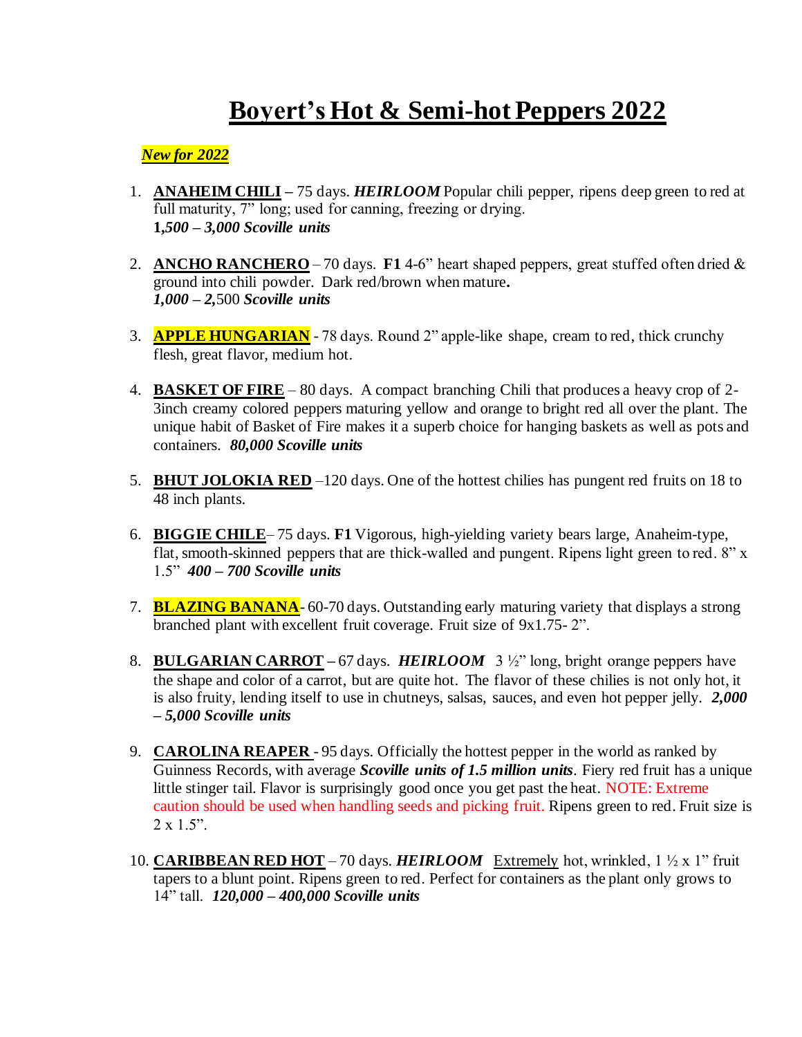# Boyert's Hot & Semi-hot Peppers 2022

***New for 2022***

1. **ANAHEIM CHILI –** 75 days. ***HEIRLOOM*** Popular chili pepper, ripens deep green to red at full maturity, 7" long; used for canning, freezing or drying.
   ***1,500 – 3,000 Scoville units***

2. **ANCHO RANCHERO** – 70 days. **F1** 4-6" heart shaped peppers, great stuffed often dried & ground into chili powder. Dark red/brown when mature.
   ***1,000 – 2,500 Scoville units***

3. **APPLE HUNGARIAN** - 78 days. Round 2" apple-like shape, cream to red, thick crunchy flesh, great flavor, medium hot.

4. **BASKET OF FIRE** – 80 days. A compact branching Chili that produces a heavy crop of 2-3inch creamy colored peppers maturing yellow and orange to bright red all over the plant. The unique habit of Basket of Fire makes it a superb choice for hanging baskets as well as pots and containers. ***80,000 Scoville units***

5. **BHUT JOLOKIA RED** –120 days. One of the hottest chilies has pungent red fruits on 18 to 48 inch plants.

6. **BIGGIE CHILE**– 75 days. **F1** Vigorous, high-yielding variety bears large, Anaheim-type, flat, smooth-skinned peppers that are thick-walled and pungent. Ripens light green to red. 8" x 1.5" ***400 – 700 Scoville units***

7. **BLAZING BANANA**- 60-70 days. Outstanding early maturing variety that displays a strong branched plant with excellent fruit coverage. Fruit size of 9x1.75- 2".

8. **BULGARIAN CARROT –** 67 days. ***HEIRLOOM*** 3 ½" long, bright orange peppers have the shape and color of a carrot, but are quite hot. The flavor of these chilies is not only hot, it is also fruity, lending itself to use in chutneys, salsas, sauces, and even hot pepper jelly. ***2,000 – 5,000 Scoville units***

9. **CAROLINA REAPER** - 95 days. Officially the hottest pepper in the world as ranked by Guinness Records, with average ***Scoville units of 1.5 million units***. Fiery red fruit has a unique little stinger tail. Flavor is surprisingly good once you get past the heat. NOTE: Extreme caution should be used when handling seeds and picking fruit. Ripens green to red. Fruit size is 2 x 1.5".

10. **CARIBBEAN RED HOT** – 70 days. ***HEIRLOOM*** Extremely hot, wrinkled, 1 ½ x 1" fruit tapers to a blunt point. Ripens green to red. Perfect for containers as the plant only grows to 14" tall. ***120,000 – 400,000 Scoville units***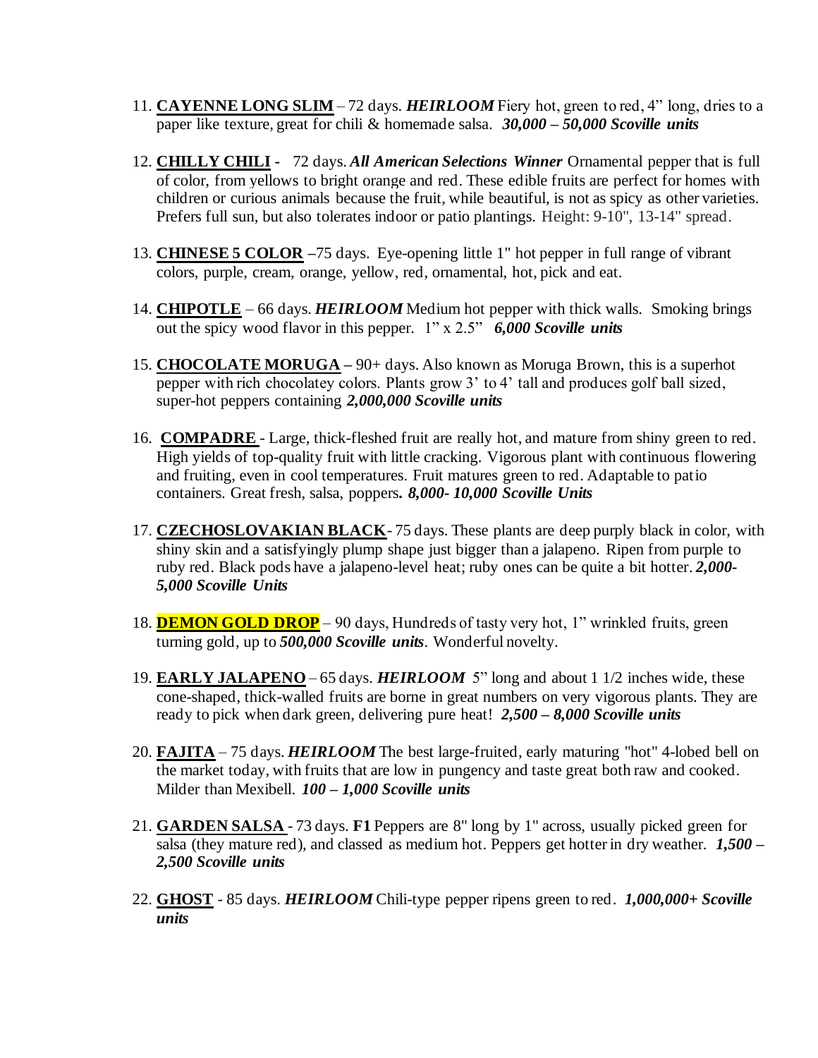11. **CAYENNE LONG SLIM** – 72 days. ***HEIRLOOM*** Fiery hot, green to red, 4" long, dries to a paper like texture, great for chili & homemade salsa. ***30,000 – 50,000 Scoville units***

12. **CHILLY CHILI** - 72 days. ***All American Selections Winner*** Ornamental pepper that is full of color, from yellows to bright orange and red. These edible fruits are perfect for homes with children or curious animals because the fruit, while beautiful, is not as spicy as other varieties. Prefers full sun, but also tolerates indoor or patio plantings. Height: 9-10", 13-14" spread.

13. **CHINESE 5 COLOR** –75 days. Eye-opening little 1" hot pepper in full range of vibrant colors, purple, cream, orange, yellow, red, ornamental, hot, pick and eat.

14. **CHIPOTLE** – 66 days. ***HEIRLOOM*** Medium hot pepper with thick walls. Smoking brings out the spicy wood flavor in this pepper. 1" x 2.5" ***6,000 Scoville units***

15. **CHOCOLATE MORUGA** – 90+ days. Also known as Moruga Brown, this is a superhot pepper with rich chocolatey colors. Plants grow 3' to 4' tall and produces golf ball sized, super-hot peppers containing ***2,000,000 Scoville units***

16. **COMPADRE** - Large, thick-fleshed fruit are really hot, and mature from shiny green to red. High yields of top-quality fruit with little cracking. Vigorous plant with continuous flowering and fruiting, even in cool temperatures. Fruit matures green to red. Adaptable to patio containers. Great fresh, salsa, poppers**.** ***8,000- 10,000 Scoville Units***

17. **CZECHOSLOVAKIAN BLACK**- 75 days. These plants are deep purply black in color, with shiny skin and a satisfyingly plump shape just bigger than a jalapeno. Ripen from purple to ruby red. Black pods have a jalapeno-level heat; ruby ones can be quite a bit hotter. ***2,000-5,000 Scoville Units***

18. **DEMON GOLD DROP** – 90 days, Hundreds of tasty very hot, 1" wrinkled fruits, green turning gold, up to ***500,000 Scoville units***. Wonderful novelty.

19. **EARLY JALAPENO** – 65 days. ***HEIRLOOM*** 5" long and about 1 1/2 inches wide, these cone-shaped, thick-walled fruits are borne in great numbers on very vigorous plants. They are ready to pick when dark green, delivering pure heat! ***2,500 – 8,000 Scoville units***

20. **FAJITA** – 75 days. ***HEIRLOOM*** The best large-fruited, early maturing "hot" 4-lobed bell on the market today, with fruits that are low in pungency and taste great both raw and cooked. Milder than Mexibell. ***100 – 1,000 Scoville units***

21. **GARDEN SALSA** - 73 days. **F1** Peppers are 8" long by 1" across, usually picked green for salsa (they mature red), and classed as medium hot. Peppers get hotter in dry weather. ***1,500 – 2,500 Scoville units***

22. **GHOST** - 85 days. ***HEIRLOOM*** Chili-type pepper ripens green to red. ***1,000,000+ Scoville units***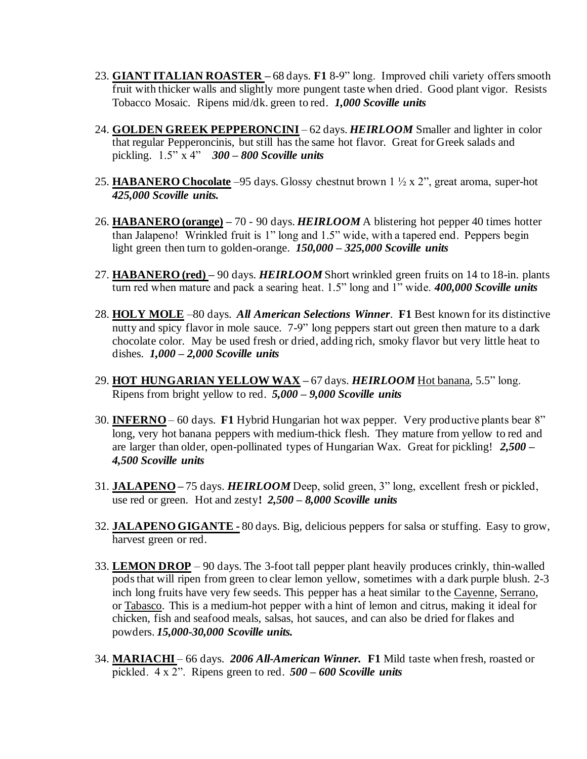23. **GIANT ITALIAN ROASTER –** 68 days. **F1** 8-9" long. Improved chili variety offers smooth fruit with thicker walls and slightly more pungent taste when dried. Good plant vigor. Resists Tobacco Mosaic. Ripens mid/dk. green to red. ***1,000 Scoville units***

24. **GOLDEN GREEK PEPPERONCINI** – 62 days. ***HEIRLOOM*** Smaller and lighter in color that regular Pepperoncinis, but still has the same hot flavor. Great for Greek salads and pickling. 1.5" x 4" ***300 – 800 Scoville units***

25. **HABANERO Chocolate** –95 days. Glossy chestnut brown 1 ½ x 2", great aroma, super-hot ***425,000 Scoville units.***

26. **HABANERO (orange) –** 70 - 90 days. ***HEIRLOOM*** A blistering hot pepper 40 times hotter than Jalapeno! Wrinkled fruit is 1" long and 1.5" wide, with a tapered end. Peppers begin light green then turn to golden-orange. ***150,000 – 325,000 Scoville units***

27. **HABANERO (red) –** 90 days. ***HEIRLOOM*** Short wrinkled green fruits on 14 to 18-in. plants turn red when mature and pack a searing heat. 1.5" long and 1" wide. ***400,000 Scoville units***

28. **HOLY MOLE** –80 days. ***All American Selections Winner***. **F1** Best known for its distinctive nutty and spicy flavor in mole sauce. 7-9" long peppers start out green then mature to a dark chocolate color. May be used fresh or dried, adding rich, smoky flavor but very little heat to dishes. ***1,000 – 2,000 Scoville units***

29. **HOT HUNGARIAN YELLOW WAX –** 67 days. ***HEIRLOOM*** Hot banana, 5.5" long. Ripens from bright yellow to red. ***5,000 – 9,000 Scoville units***

30. **INFERNO** – 60 days. **F1** Hybrid Hungarian hot wax pepper. Very productive plants bear 8" long, very hot banana peppers with medium-thick flesh. They mature from yellow to red and are larger than older, open-pollinated types of Hungarian Wax. Great for pickling! ***2,500 – 4,500 Scoville units***

31. **JALAPENO –** 75 days. ***HEIRLOOM*** Deep, solid green, 3" long, excellent fresh or pickled, use red or green. Hot and zesty**!** ***2,500 – 8,000 Scoville units***

32. **JALAPENO GIGANTE -** 80 days. Big, delicious peppers for salsa or stuffing. Easy to grow, harvest green or red.

33. **LEMON DROP** – 90 days. The 3-foot tall pepper plant heavily produces crinkly, thin-walled pods that will ripen from green to clear lemon yellow, sometimes with a dark purple blush. 2-3 inch long fruits have very few seeds. This pepper has a heat similar to the Cayenne, Serrano, or Tabasco. This is a medium-hot pepper with a hint of lemon and citrus, making it ideal for chicken, fish and seafood meals, salsas, hot sauces, and can also be dried for flakes and powders. ***15,000-30,000 Scoville units.***

34. **MARIACHI** – 66 days. ***2006 All-American Winner.*** **F1** Mild taste when fresh, roasted or pickled. 4 x 2". Ripens green to red. ***500 – 600 Scoville units***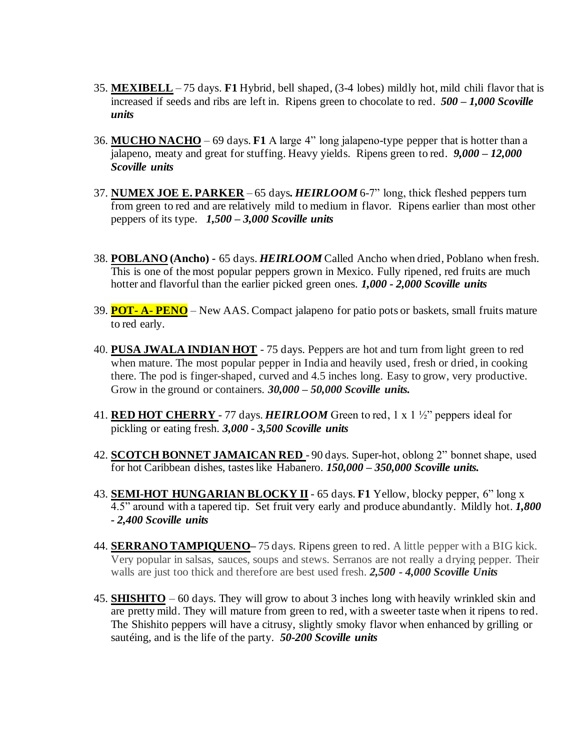35. **MEXIBELL** – 75 days. **F1** Hybrid, bell shaped, (3-4 lobes) mildly hot, mild chili flavor that is increased if seeds and ribs are left in. Ripens green to chocolate to red. ***500 – 1,000 Scoville units***

36. **MUCHO NACHO** – 69 days. **F1** A large 4" long jalapeno-type pepper that is hotter than a jalapeno, meaty and great for stuffing. Heavy yields. Ripens green to red. ***9,000 – 12,000 Scoville units***

37. **NUMEX JOE E. PARKER** – 65 days. ***HEIRLOOM*** 6-7" long, thick fleshed peppers turn from green to red and are relatively mild to medium in flavor. Ripens earlier than most other peppers of its type. ***1,500 – 3,000 Scoville units***

38. **POBLANO (Ancho) -** 65 days. ***HEIRLOOM*** Called Ancho when dried, Poblano when fresh. This is one of the most popular peppers grown in Mexico. Fully ripened, red fruits are much hotter and flavorful than the earlier picked green ones. ***1,000 - 2,000 Scoville units***

39. **POT- A- PENO** – New AAS. Compact jalapeno for patio pots or baskets, small fruits mature to red early.

40. **PUSA JWALA INDIAN HOT** - 75 days. Peppers are hot and turn from light green to red when mature. The most popular pepper in India and heavily used, fresh or dried, in cooking there. The pod is finger-shaped, curved and 4.5 inches long. Easy to grow, very productive. Grow in the ground or containers. ***30,000 – 50,000 Scoville units.***

41. **RED HOT CHERRY** - 77 days. ***HEIRLOOM*** Green to red, 1 x 1 ½" peppers ideal for pickling or eating fresh. ***3,000 - 3,500 Scoville units***

42. **SCOTCH BONNET JAMAICAN RED** - 90 days. Super-hot, oblong 2" bonnet shape, used for hot Caribbean dishes, tastes like Habanero. ***150,000 – 350,000 Scoville units.***

43. **SEMI-HOT HUNGARIAN BLOCKY II** - 65 days. **F1** Yellow, blocky pepper, 6" long x 4.5" around with a tapered tip. Set fruit very early and produce abundantly. Mildly hot. ***1,800 - 2,400 Scoville units***

44. **SERRANO TAMPIQUENO**– 75 days. Ripens green to red. A little pepper with a BIG kick. Very popular in salsas, sauces, soups and stews. Serranos are not really a drying pepper. Their walls are just too thick and therefore are best used fresh. ***2,500 - 4,000 Scoville Units***

45. **SHISHITO** – 60 days. They will grow to about 3 inches long with heavily wrinkled skin and are pretty mild. They will mature from green to red, with a sweeter taste when it ripens to red. The Shishito peppers will have a citrusy, slightly smoky flavor when enhanced by grilling or sautéing, and is the life of the party. ***50-200 Scoville units***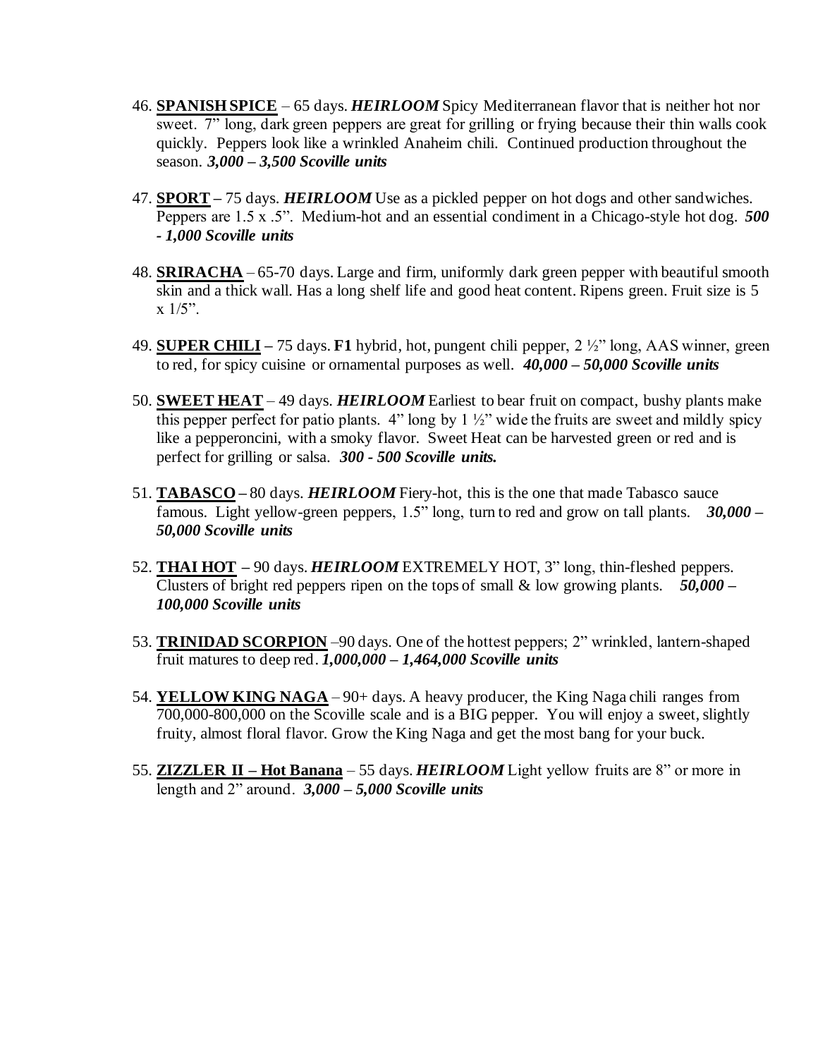46. **SPANISH SPICE** – 65 days. ***HEIRLOOM*** Spicy Mediterranean flavor that is neither hot nor sweet. 7" long, dark green peppers are great for grilling or frying because their thin walls cook quickly. Peppers look like a wrinkled Anaheim chili. Continued production throughout the season. ***3,000 – 3,500 Scoville units***

47. **SPORT –** 75 days. ***HEIRLOOM*** Use as a pickled pepper on hot dogs and other sandwiches. Peppers are 1.5 x .5". Medium-hot and an essential condiment in a Chicago-style hot dog. ***500 - 1,000 Scoville units***

48. **SRIRACHA** – 65-70 days. Large and firm, uniformly dark green pepper with beautiful smooth skin and a thick wall. Has a long shelf life and good heat content. Ripens green. Fruit size is 5 x 1/5".

49. **SUPER CHILI –** 75 days. **F1** hybrid, hot, pungent chili pepper, 2 ½" long, AAS winner, green to red, for spicy cuisine or ornamental purposes as well. ***40,000 – 50,000 Scoville units***

50. **SWEET HEAT** – 49 days. ***HEIRLOOM*** Earliest to bear fruit on compact, bushy plants make this pepper perfect for patio plants. 4" long by 1 ½" wide the fruits are sweet and mildly spicy like a pepperoncini, with a smoky flavor. Sweet Heat can be harvested green or red and is perfect for grilling or salsa. ***300 - 500 Scoville units.***

51. **TABASCO –** 80 days. ***HEIRLOOM*** Fiery-hot, this is the one that made Tabasco sauce famous. Light yellow-green peppers, 1.5" long, turn to red and grow on tall plants. ***30,000 – 50,000 Scoville units***

52. **THAI HOT –** 90 days. ***HEIRLOOM*** EXTREMELY HOT, 3" long, thin-fleshed peppers. Clusters of bright red peppers ripen on the tops of small & low growing plants. ***50,000 – 100,000 Scoville units***

53. **TRINIDAD SCORPION** –90 days. One of the hottest peppers; 2" wrinkled, lantern-shaped fruit matures to deep red. ***1,000,000 – 1,464,000 Scoville units***

54. **YELLOW KING NAGA** – 90+ days. A heavy producer, the King Naga chili ranges from 700,000-800,000 on the Scoville scale and is a BIG pepper. You will enjoy a sweet, slightly fruity, almost floral flavor. Grow the King Naga and get the most bang for your buck.

55. **ZIZZLER II – Hot Banana** – 55 days. ***HEIRLOOM*** Light yellow fruits are 8" or more in length and 2" around. ***3,000 – 5,000 Scoville units***